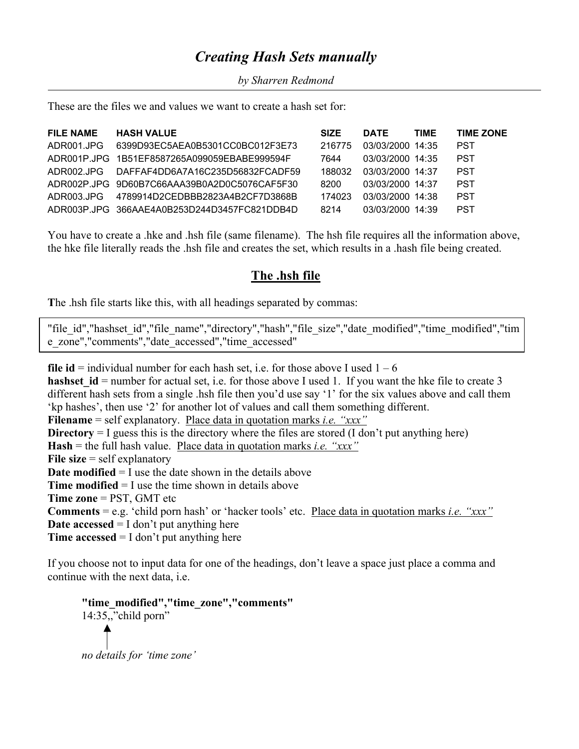# *Creating Hash Sets manually*

*by Sharren Redmond*

---

These are the files we and values we want to create a hash set for:

| FILE NAME | HASH VALUE | SIZE | DATE | TIME | TIME ZONE |
|---|---|---|---|---|---|
| ADR001.JPG | 6399D93EC5AEA0B5301CC0BC012F3E73 | 216775 | 03/03/2000 | 14:35 | PST |
| ADR001P.JPG | 1B51EF8587265A099059EBABE999594F | 7644 | 03/03/2000 | 14:35 | PST |
| ADR002.JPG | DAFFAF4DD6A7A16C235D56832FCADF59 | 188032 | 03/03/2000 | 14:37 | PST |
| ADR002P.JPG | 9D60B7C66AAA39B0A2D0C5076CAF5F30 | 8200 | 03/03/2000 | 14:37 | PST |
| ADR003.JPG | 4789914D2CEDBBB2823A4B2CF7D3868B | 174023 | 03/03/2000 | 14:38 | PST |
| ADR003P.JPG | 366AAE4A0B253D244D3457FC821DDB4D | 8214 | 03/03/2000 | 14:39 | PST |

You have to create a .hke and .hsh file (same filename). The hsh file requires all the information above, the hke file literally reads the .hsh file and creates the set, which results in a .hash file being created.

## The .hsh file

**T**he .hsh file starts like this, with all headings separated by commas:

```
"file_id","hashset_id","file_name","directory","hash","file_size","date_modified","time_modified","time_zone","comments","date_accessed","time_accessed"
```

**file id** = individual number for each hash set, i.e. for those above I used 1 – 6
**hashset_id** = number for actual set, i.e. for those above I used 1. If you want the hke file to create 3 different hash sets from a single .hsh file then you'd use say '1' for the six values above and call them 'kp hashes', then use '2' for another lot of values and call them something different.
**Filename** = self explanatory. <u>Place data in quotation marks *i.e. "xxx"*</u>
**Directory** = I guess this is the directory where the files are stored (I don't put anything here)
**Hash** = the full hash value. <u>Place data in quotation marks *i.e. "xxx"*</u>
**File size** = self explanatory
**Date modified** = I use the date shown in the details above
**Time modified** = I use the time shown in details above
**Time zone** = PST, GMT etc
**Comments** = e.g. 'child porn hash' or 'hacker tools' etc. <u>Place data in quotation marks *i.e. "xxx"*</u>
**Date accessed** = I don't put anything here
**Time accessed** = I don't put anything here

If you choose not to input data for one of the headings, don't leave a space just place a comma and continue with the next data, i.e.

**"time_modified","time_zone","comments"**
14:35,,"child porn"

*no details for 'time zone'*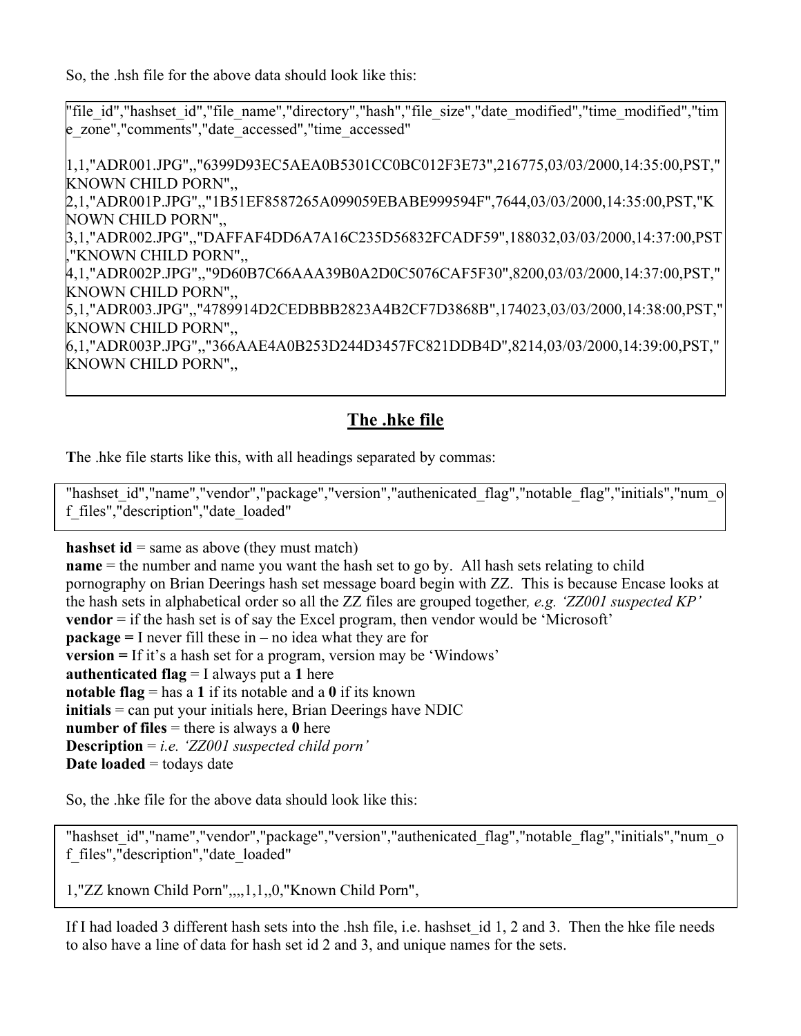So, the .hsh file for the above data should look like this:

```
"file_id","hashset_id","file_name","directory","hash","file_size","date_modified","time_modified","time_zone","comments","date_accessed","time_accessed"

1,1,"ADR001.JPG",,"6399D93EC5AEA0B5301CC0BC012F3E73",216775,03/03/2000,14:35:00,PST,"KNOWN CHILD PORN",,
2,1,"ADR001P.JPG",,"1B51EF8587265A099059EBABE999594F",7644,03/03/2000,14:35:00,PST,"KNOWN CHILD PORN",,
3,1,"ADR002.JPG",,"DAFFAF4DD6A7A16C235D56832FCADF59",188032,03/03/2000,14:37:00,PST,"KNOWN CHILD PORN",,
4,1,"ADR002P.JPG",,"9D60B7C66AAA39B0A2D0C5076CAF5F30",8200,03/03/2000,14:37:00,PST,"KNOWN CHILD PORN",,
5,1,"ADR003.JPG",,"4789914D2CEDBBB2823A4B2CF7D3868B",174023,03/03/2000,14:38:00,PST,"KNOWN CHILD PORN",,
6,1,"ADR003P.JPG",,"366AAE4A0B253D244D3457FC821DDB4D",8214,03/03/2000,14:39:00,PST,"KNOWN CHILD PORN",,
```

## The .hke file

**T**he .hke file starts like this, with all headings separated by commas:

```
"hashset_id","name","vendor","package","version","authenicated_flag","notable_flag","initials","num_of_files","description","date_loaded"
```

**hashset id** = same as above (they must match)
**name** = the number and name you want the hash set to go by. All hash sets relating to child pornography on Brian Deerings hash set message board begin with ZZ. This is because Encase looks at the hash sets in alphabetical order so all the ZZ files are grouped together*, e.g. 'ZZ001 suspected KP'*
**vendor** = if the hash set is of say the Excel program, then vendor would be 'Microsoft'
**package =** I never fill these in – no idea what they are for
**version =** If it's a hash set for a program, version may be 'Windows'
**authenticated flag** = I always put a **1** here
**notable flag** = has a **1** if its notable and a **0** if its known
**initials** = can put your initials here, Brian Deerings have NDIC
**number of files** = there is always a **0** here
**Description** = *i.e. 'ZZ001 suspected child porn'*
**Date loaded** = todays date

So, the .hke file for the above data should look like this:

```
"hashset_id","name","vendor","package","version","authenicated_flag","notable_flag","initials","num_of_files","description","date_loaded"

1,"ZZ known Child Porn",,,,1,1,,0,"Known Child Porn",
```

If I had loaded 3 different hash sets into the .hsh file, i.e. hashset_id 1, 2 and 3. Then the hke file needs to also have a line of data for hash set id 2 and 3, and unique names for the sets.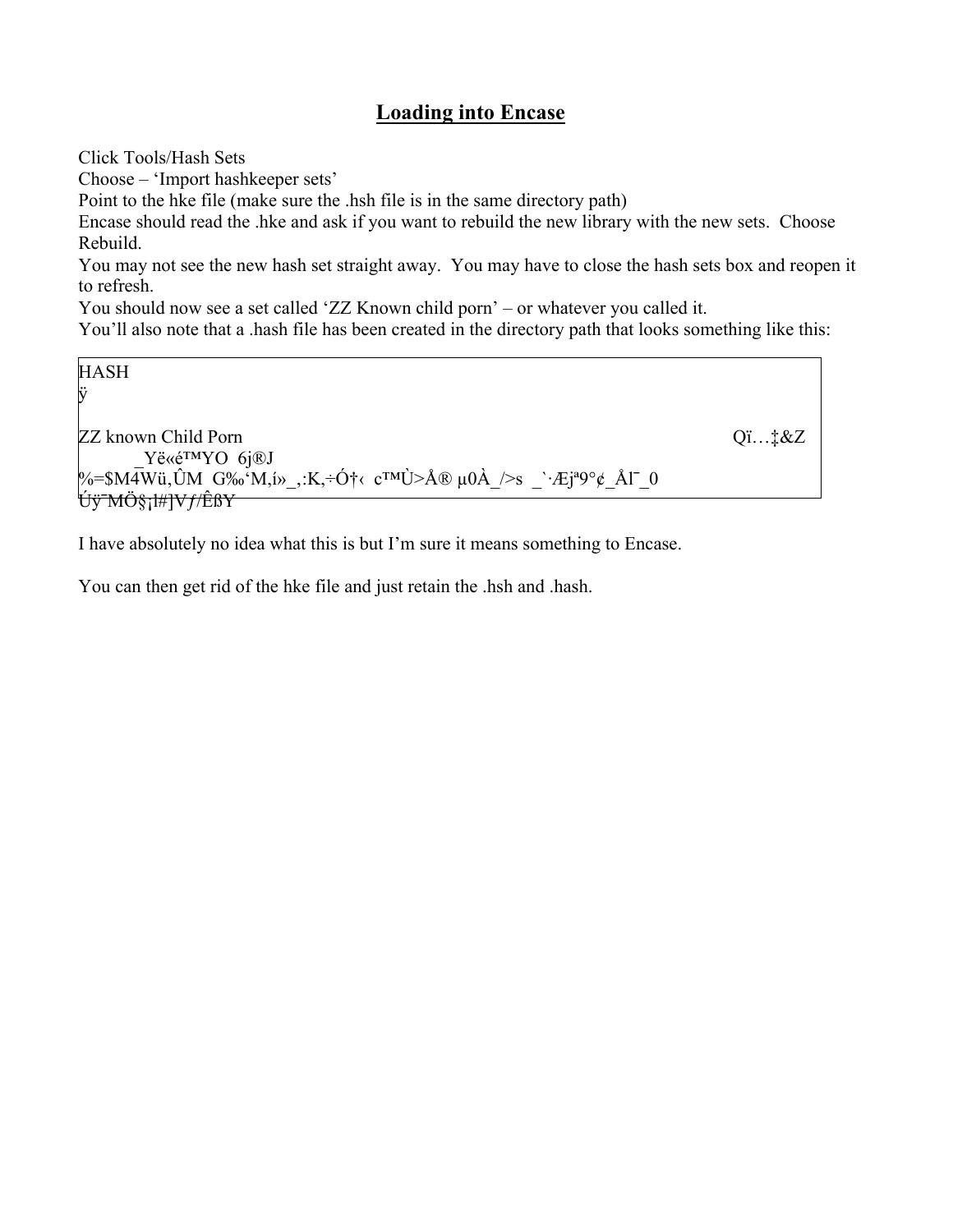## Loading into Encase

Click Tools/Hash Sets
Choose – 'Import hashkeeper sets'
Point to the hke file (make sure the .hsh file is in the same directory path)
Encase should read the .hke and ask if you want to rebuild the new library with the new sets. Choose Rebuild.
You may not see the new hash set straight away. You may have to close the hash sets box and reopen it to refresh.
You should now see a set called 'ZZ Known child porn' – or whatever you called it.
You'll also note that a .hash file has been created in the directory path that looks something like this:

```
HASH
ÿ

ZZ known Child Porn                                                    Qï…‡&Z
        _Yë«é™YO  6j®J
%=$M4Wü,ÛM  G‰'M,í»_,:K,÷Ó†‹  c™Ù>Å® µ0À_/>s  _`·Æjª9°¢_Ål¯_0
Úÿ¯MÖ§¡l#]Vƒ/ÊßY
```

I have absolutely no idea what this is but I'm sure it means something to Encase.

You can then get rid of the hke file and just retain the .hsh and .hash.